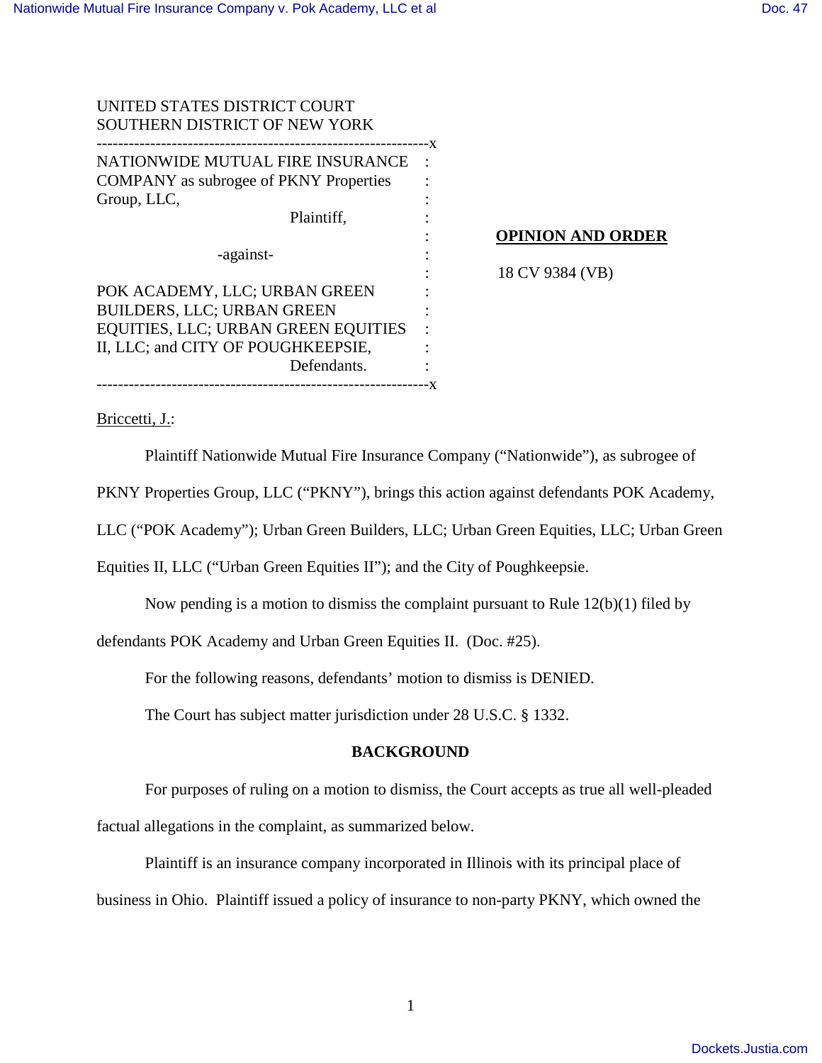UNITED STATES DISTRICT COURT
SOUTHERN DISTRICT OF NEW YORK

---

NATIONWIDE MUTUAL FIRE INSURANCE COMPANY as subrogee of PKNY Properties Group, LLC,
Plaintiff,

-against-

POK ACADEMY, LLC; URBAN GREEN BUILDERS, LLC; URBAN GREEN EQUITIES, LLC; URBAN GREEN EQUITIES II, LLC; and CITY OF POUGHKEEPSIE,
Defendants.

---

**OPINION AND ORDER**

18 CV 9384 (VB)

Briccetti, J.:

Plaintiff Nationwide Mutual Fire Insurance Company ("Nationwide"), as subrogee of PKNY Properties Group, LLC ("PKNY"), brings this action against defendants POK Academy, LLC ("POK Academy"); Urban Green Builders, LLC; Urban Green Equities, LLC; Urban Green Equities II, LLC ("Urban Green Equities II"); and the City of Poughkeepsie.

Now pending is a motion to dismiss the complaint pursuant to Rule 12(b)(1) filed by defendants POK Academy and Urban Green Equities II. (Doc. #25).

For the following reasons, defendants' motion to dismiss is DENIED.

The Court has subject matter jurisdiction under 28 U.S.C. § 1332.

## BACKGROUND

For purposes of ruling on a motion to dismiss, the Court accepts as true all well-pleaded factual allegations in the complaint, as summarized below.

Plaintiff is an insurance company incorporated in Illinois with its principal place of business in Ohio. Plaintiff issued a policy of insurance to non-party PKNY, which owned the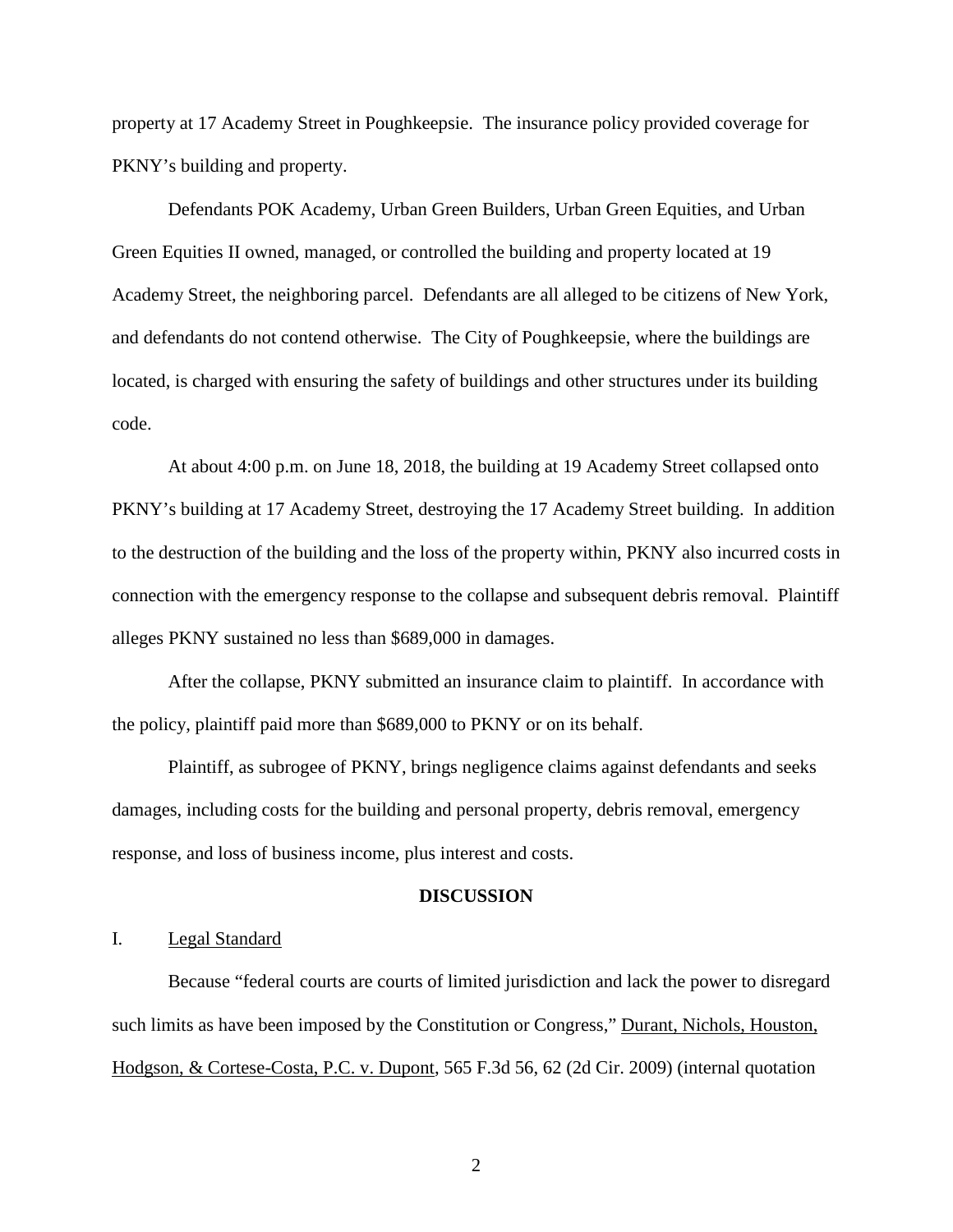property at 17 Academy Street in Poughkeepsie. The insurance policy provided coverage for PKNY's building and property.

Defendants POK Academy, Urban Green Builders, Urban Green Equities, and Urban Green Equities II owned, managed, or controlled the building and property located at 19 Academy Street, the neighboring parcel. Defendants are all alleged to be citizens of New York, and defendants do not contend otherwise. The City of Poughkeepsie, where the buildings are located, is charged with ensuring the safety of buildings and other structures under its building code.

At about 4:00 p.m. on June 18, 2018, the building at 19 Academy Street collapsed onto PKNY's building at 17 Academy Street, destroying the 17 Academy Street building. In addition to the destruction of the building and the loss of the property within, PKNY also incurred costs in connection with the emergency response to the collapse and subsequent debris removal. Plaintiff alleges PKNY sustained no less than $689,000 in damages.

After the collapse, PKNY submitted an insurance claim to plaintiff. In accordance with the policy, plaintiff paid more than $689,000 to PKNY or on its behalf.

Plaintiff, as subrogee of PKNY, brings negligence claims against defendants and seeks damages, including costs for the building and personal property, debris removal, emergency response, and loss of business income, plus interest and costs.

## DISCUSSION

### I. Legal Standard

Because "federal courts are courts of limited jurisdiction and lack the power to disregard such limits as have been imposed by the Constitution or Congress," Durant, Nichols, Houston, Hodgson, & Cortese-Costa, P.C. v. Dupont, 565 F.3d 56, 62 (2d Cir. 2009) (internal quotation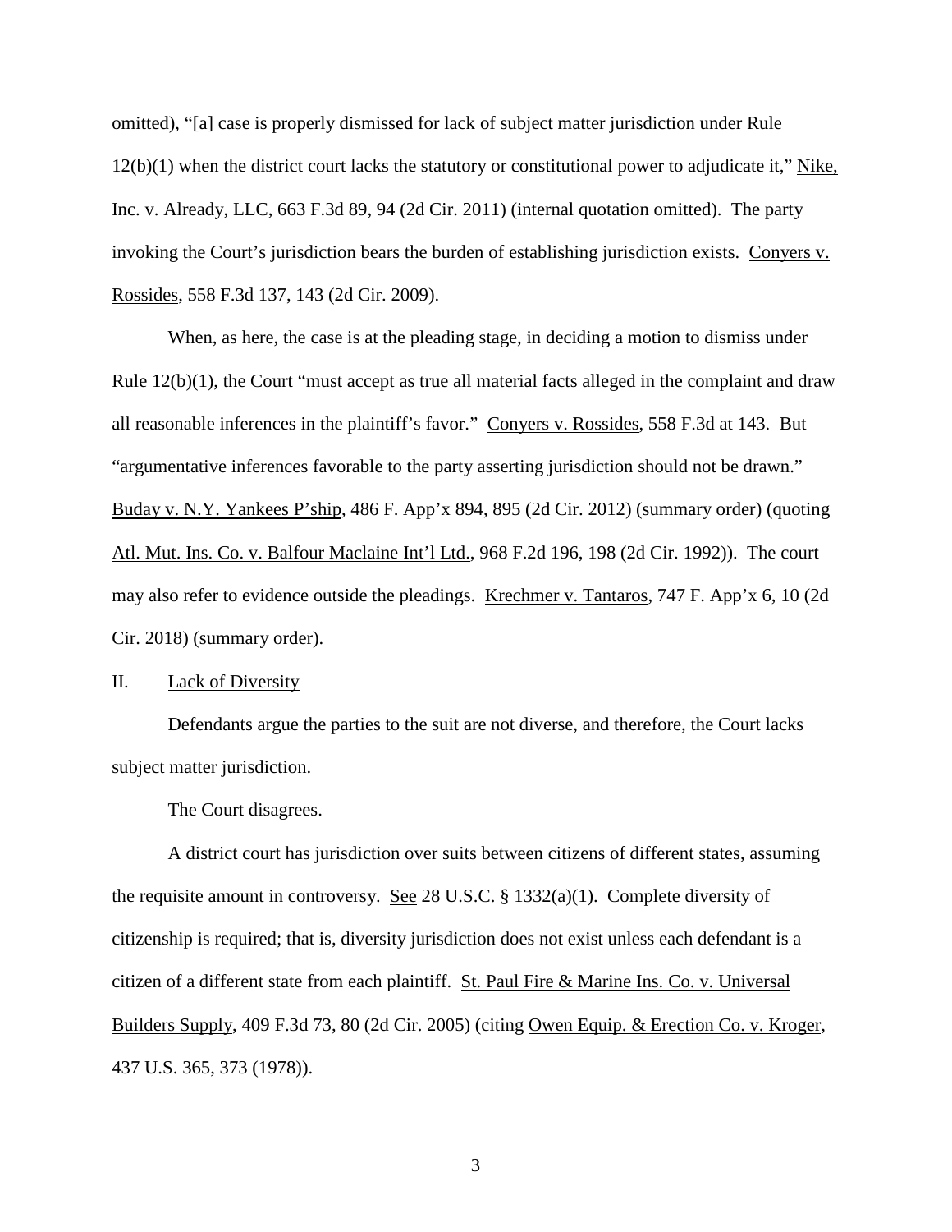omitted), "[a] case is properly dismissed for lack of subject matter jurisdiction under Rule 12(b)(1) when the district court lacks the statutory or constitutional power to adjudicate it," Nike, Inc. v. Already, LLC, 663 F.3d 89, 94 (2d Cir. 2011) (internal quotation omitted). The party invoking the Court's jurisdiction bears the burden of establishing jurisdiction exists. Conyers v. Rossides, 558 F.3d 137, 143 (2d Cir. 2009).

When, as here, the case is at the pleading stage, in deciding a motion to dismiss under Rule 12(b)(1), the Court "must accept as true all material facts alleged in the complaint and draw all reasonable inferences in the plaintiff's favor." Conyers v. Rossides, 558 F.3d at 143. But "argumentative inferences favorable to the party asserting jurisdiction should not be drawn." Buday v. N.Y. Yankees P'ship, 486 F. App'x 894, 895 (2d Cir. 2012) (summary order) (quoting Atl. Mut. Ins. Co. v. Balfour Maclaine Int'l Ltd., 968 F.2d 196, 198 (2d Cir. 1992)). The court may also refer to evidence outside the pleadings. Krechmer v. Tantaros, 747 F. App'x 6, 10 (2d Cir. 2018) (summary order).

## II. Lack of Diversity

Defendants argue the parties to the suit are not diverse, and therefore, the Court lacks subject matter jurisdiction.

The Court disagrees.

A district court has jurisdiction over suits between citizens of different states, assuming the requisite amount in controversy. See 28 U.S.C. § 1332(a)(1). Complete diversity of citizenship is required; that is, diversity jurisdiction does not exist unless each defendant is a citizen of a different state from each plaintiff. St. Paul Fire & Marine Ins. Co. v. Universal Builders Supply, 409 F.3d 73, 80 (2d Cir. 2005) (citing Owen Equip. & Erection Co. v. Kroger, 437 U.S. 365, 373 (1978)).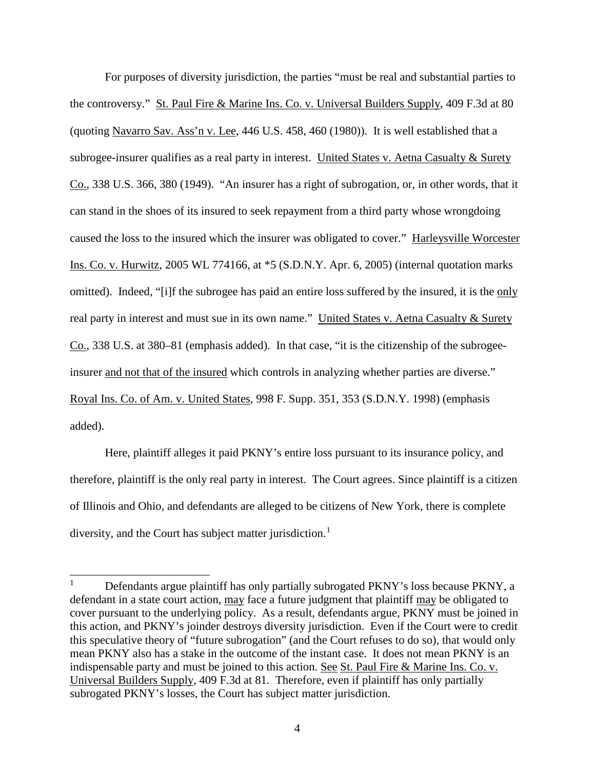For purposes of diversity jurisdiction, the parties "must be real and substantial parties to the controversy." St. Paul Fire & Marine Ins. Co. v. Universal Builders Supply, 409 F.3d at 80 (quoting Navarro Sav. Ass'n v. Lee, 446 U.S. 458, 460 (1980)). It is well established that a subrogee-insurer qualifies as a real party in interest. United States v. Aetna Casualty & Surety Co., 338 U.S. 366, 380 (1949). "An insurer has a right of subrogation, or, in other words, that it can stand in the shoes of its insured to seek repayment from a third party whose wrongdoing caused the loss to the insured which the insurer was obligated to cover." Harleysville Worcester Ins. Co. v. Hurwitz, 2005 WL 774166, at *5 (S.D.N.Y. Apr. 6, 2005) (internal quotation marks omitted). Indeed, "[i]f the subrogee has paid an entire loss suffered by the insured, it is the only real party in interest and must sue in its own name." United States v. Aetna Casualty & Surety Co., 338 U.S. at 380–81 (emphasis added). In that case, "it is the citizenship of the subrogee-insurer and not that of the insured which controls in analyzing whether parties are diverse." Royal Ins. Co. of Am. v. United States, 998 F. Supp. 351, 353 (S.D.N.Y. 1998) (emphasis added).

Here, plaintiff alleges it paid PKNY's entire loss pursuant to its insurance policy, and therefore, plaintiff is the only real party in interest. The Court agrees. Since plaintiff is a citizen of Illinois and Ohio, and defendants are alleged to be citizens of New York, there is complete diversity, and the Court has subject matter jurisdiction.[1]

---

[1] Defendants argue plaintiff has only partially subrogated PKNY's loss because PKNY, a defendant in a state court action, may face a future judgment that plaintiff may be obligated to cover pursuant to the underlying policy. As a result, defendants argue, PKNY must be joined in this action, and PKNY's joinder destroys diversity jurisdiction. Even if the Court were to credit this speculative theory of "future subrogation" (and the Court refuses to do so), that would only mean PKNY also has a stake in the outcome of the instant case. It does not mean PKNY is an indispensable party and must be joined to this action. See St. Paul Fire & Marine Ins. Co. v. Universal Builders Supply, 409 F.3d at 81. Therefore, even if plaintiff has only partially subrogated PKNY's losses, the Court has subject matter jurisdiction.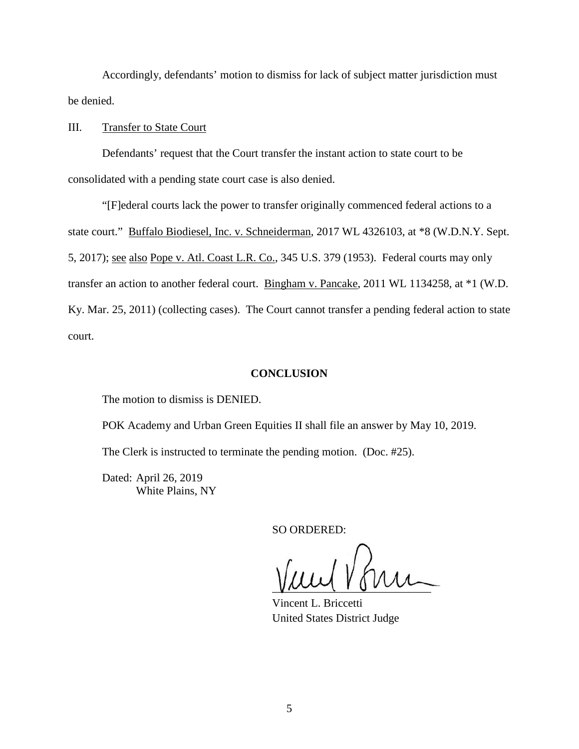Accordingly, defendants' motion to dismiss for lack of subject matter jurisdiction must be denied.

III. Transfer to State Court

Defendants' request that the Court transfer the instant action to state court to be consolidated with a pending state court case is also denied.

"[F]ederal courts lack the power to transfer originally commenced federal actions to a state court." Buffalo Biodiesel, Inc. v. Schneiderman, 2017 WL 4326103, at *8 (W.D.N.Y. Sept. 5, 2017); see also Pope v. Atl. Coast L.R. Co., 345 U.S. 379 (1953). Federal courts may only transfer an action to another federal court. Bingham v. Pancake, 2011 WL 1134258, at *1 (W.D. Ky. Mar. 25, 2011) (collecting cases). The Court cannot transfer a pending federal action to state court.

**CONCLUSION**

The motion to dismiss is DENIED.

POK Academy and Urban Green Equities II shall file an answer by May 10, 2019.

The Clerk is instructed to terminate the pending motion. (Doc. #25).

Dated: April 26, 2019
White Plains, NY

SO ORDERED:

Vincent L. Briccetti
United States District Judge